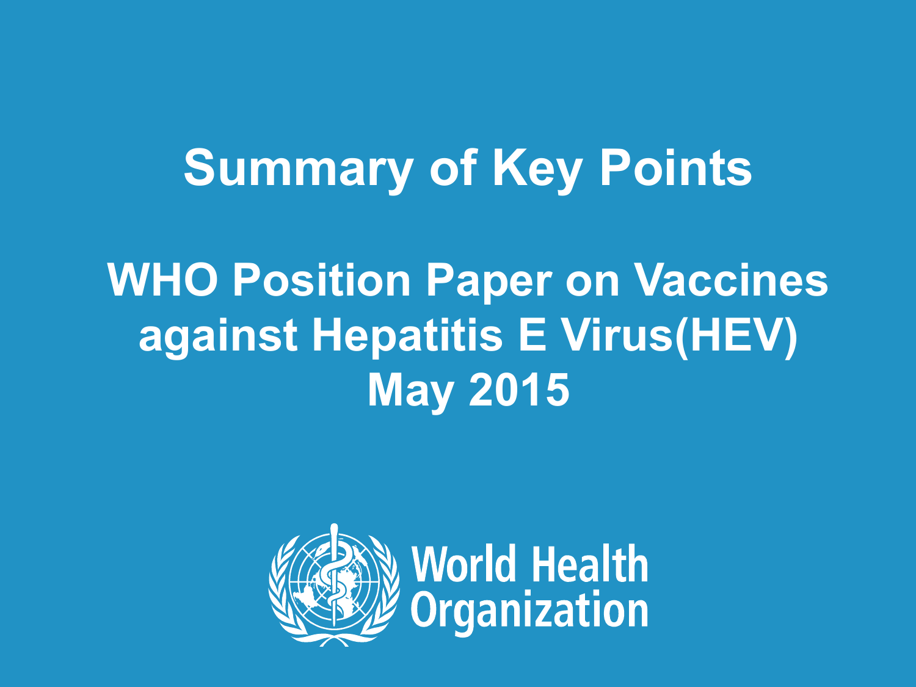# Summary of Key Points

## WHO Position Paper on Vaccines against Hepatitis E Virus(HEV) May 2015

World Health Organization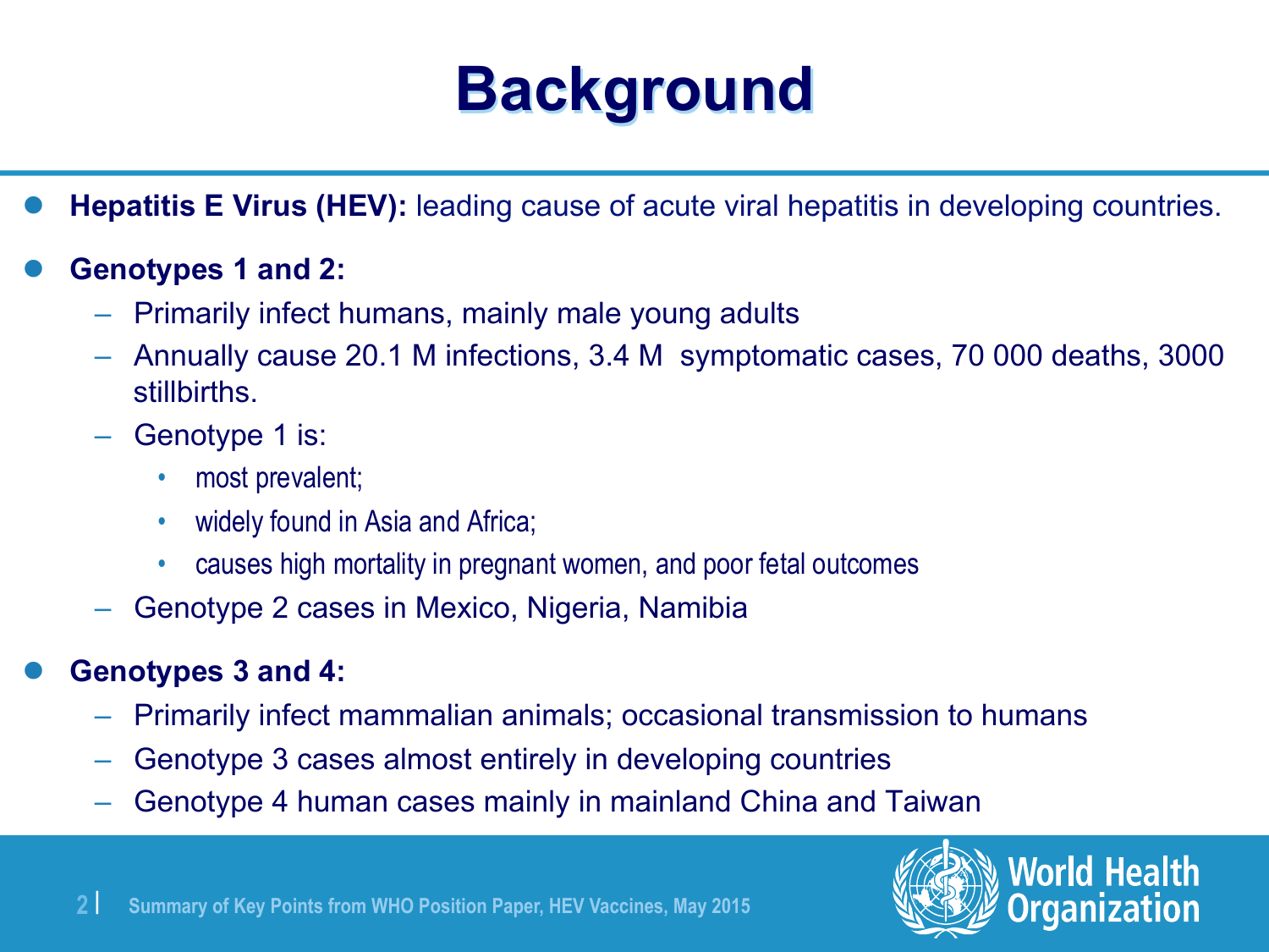# Background

- **Hepatitis E Virus (HEV):** leading cause of acute viral hepatitis in developing countries.
- **Genotypes 1 and 2:**
  - Primarily infect humans, mainly male young adults
  - Annually cause 20.1 M infections, 3.4 M symptomatic cases, 70 000 deaths, 3000 stillbirths.
  - Genotype 1 is:
    - most prevalent;
    - widely found in Asia and Africa;
    - causes high mortality in pregnant women, and poor fetal outcomes
  - Genotype 2 cases in Mexico, Nigeria, Namibia
- **Genotypes 3 and 4:**
  - Primarily infect mammalian animals; occasional transmission to humans
  - Genotype 3 cases almost entirely in developing countries
  - Genotype 4 human cases mainly in mainland China and Taiwan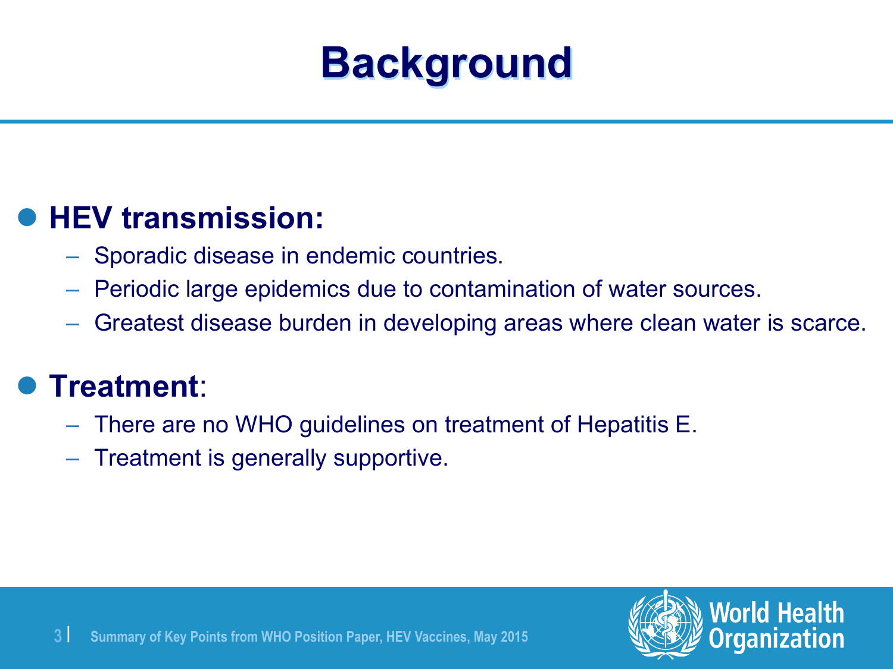# Background

- **HEV transmission:**
  - Sporadic disease in endemic countries.
  - Periodic large epidemics due to contamination of water sources.
  - Greatest disease burden in developing areas where clean water is scarce.
- **Treatment**:
  - There are no WHO guidelines on treatment of Hepatitis E.
  - Treatment is generally supportive.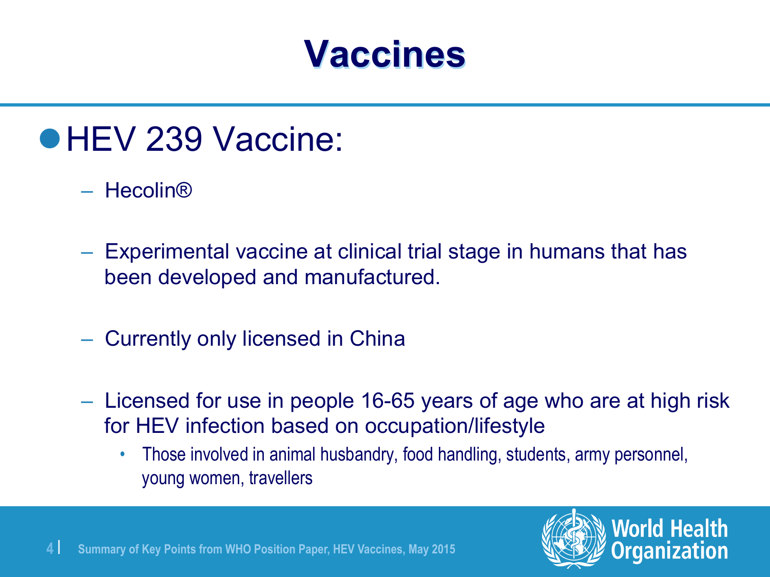# Vaccines

- HEV 239 Vaccine:
  - Hecolin®
  - Experimental vaccine at clinical trial stage in humans that has been developed and manufactured.
  - Currently only licensed in China
  - Licensed for use in people 16-65 years of age who are at high risk for HEV infection based on occupation/lifestyle
    - Those involved in animal husbandry, food handling, students, army personnel, young women, travellers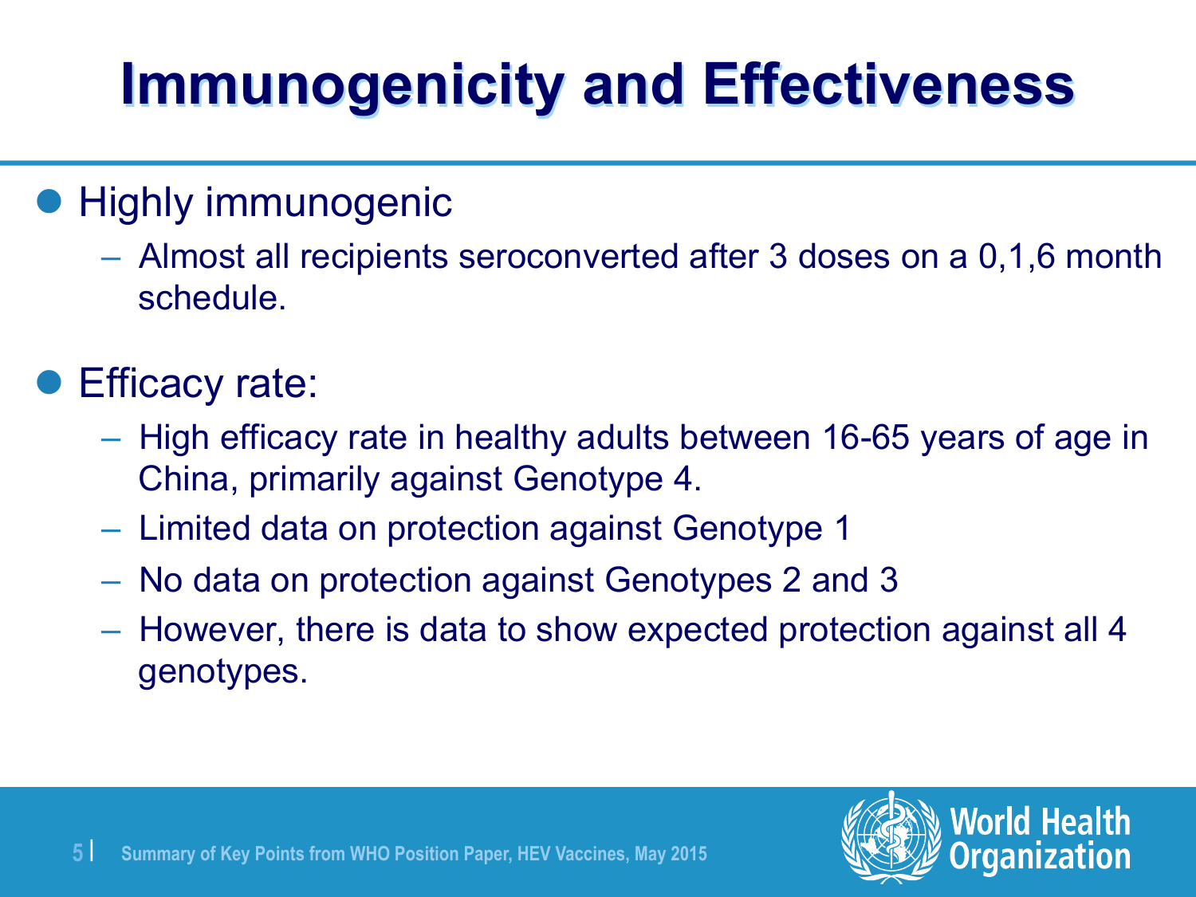# Immunogenicity and Effectiveness

- Highly immunogenic
  - Almost all recipients seroconverted after 3 doses on a 0,1,6 month schedule.
- Efficacy rate:
  - High efficacy rate in healthy adults between 16-65 years of age in China, primarily against Genotype 4.
  - Limited data on protection against Genotype 1
  - No data on protection against Genotypes 2 and 3
  - However, there is data to show expected protection against all 4 genotypes.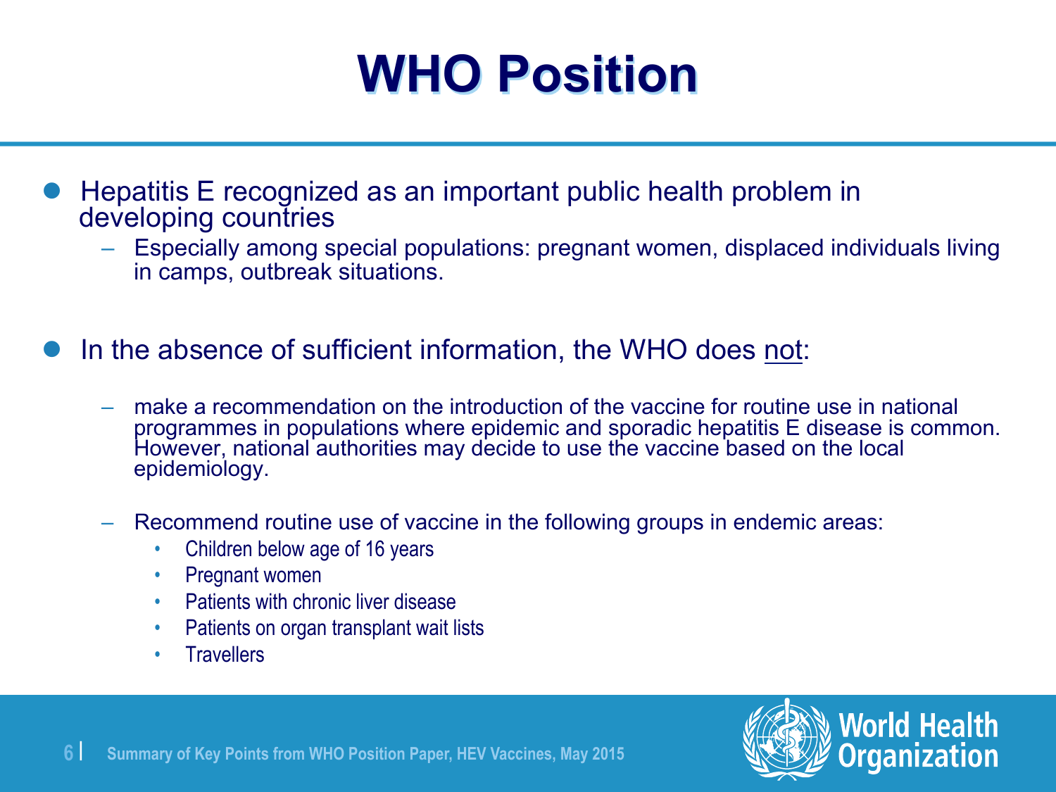# WHO Position

- Hepatitis E recognized as an important public health problem in developing countries
  - Especially among special populations: pregnant women, displaced individuals living in camps, outbreak situations.
- In the absence of sufficient information, the WHO does <u>not</u>:
  - make a recommendation on the introduction of the vaccine for routine use in national programmes in populations where epidemic and sporadic hepatitis E disease is common. However, national authorities may decide to use the vaccine based on the local epidemiology.
  - Recommend routine use of vaccine in the following groups in endemic areas:
    - Children below age of 16 years
    - Pregnant women
    - Patients with chronic liver disease
    - Patients on organ transplant wait lists
    - Travellers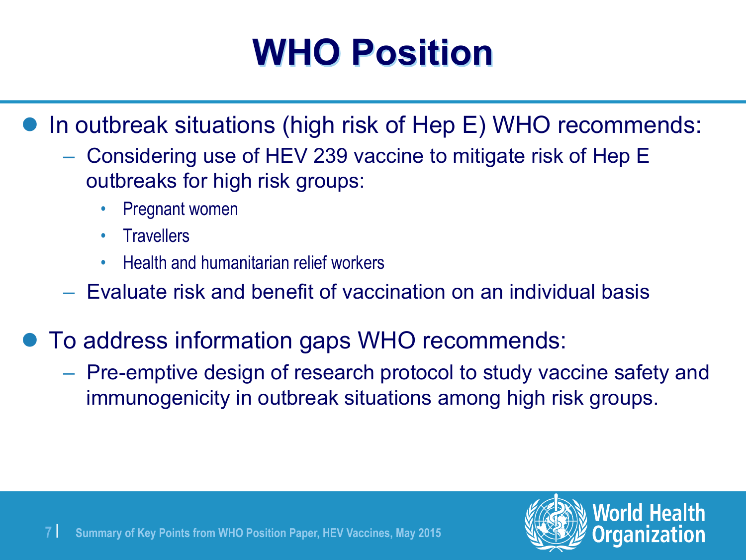# WHO Position

- In outbreak situations (high risk of Hep E) WHO recommends:
  - Considering use of HEV 239 vaccine to mitigate risk of Hep E outbreaks for high risk groups:
    - Pregnant women
    - Travellers
    - Health and humanitarian relief workers
  - Evaluate risk and benefit of vaccination on an individual basis
- To address information gaps WHO recommends:
  - Pre-emptive design of research protocol to study vaccine safety and immunogenicity in outbreak situations among high risk groups.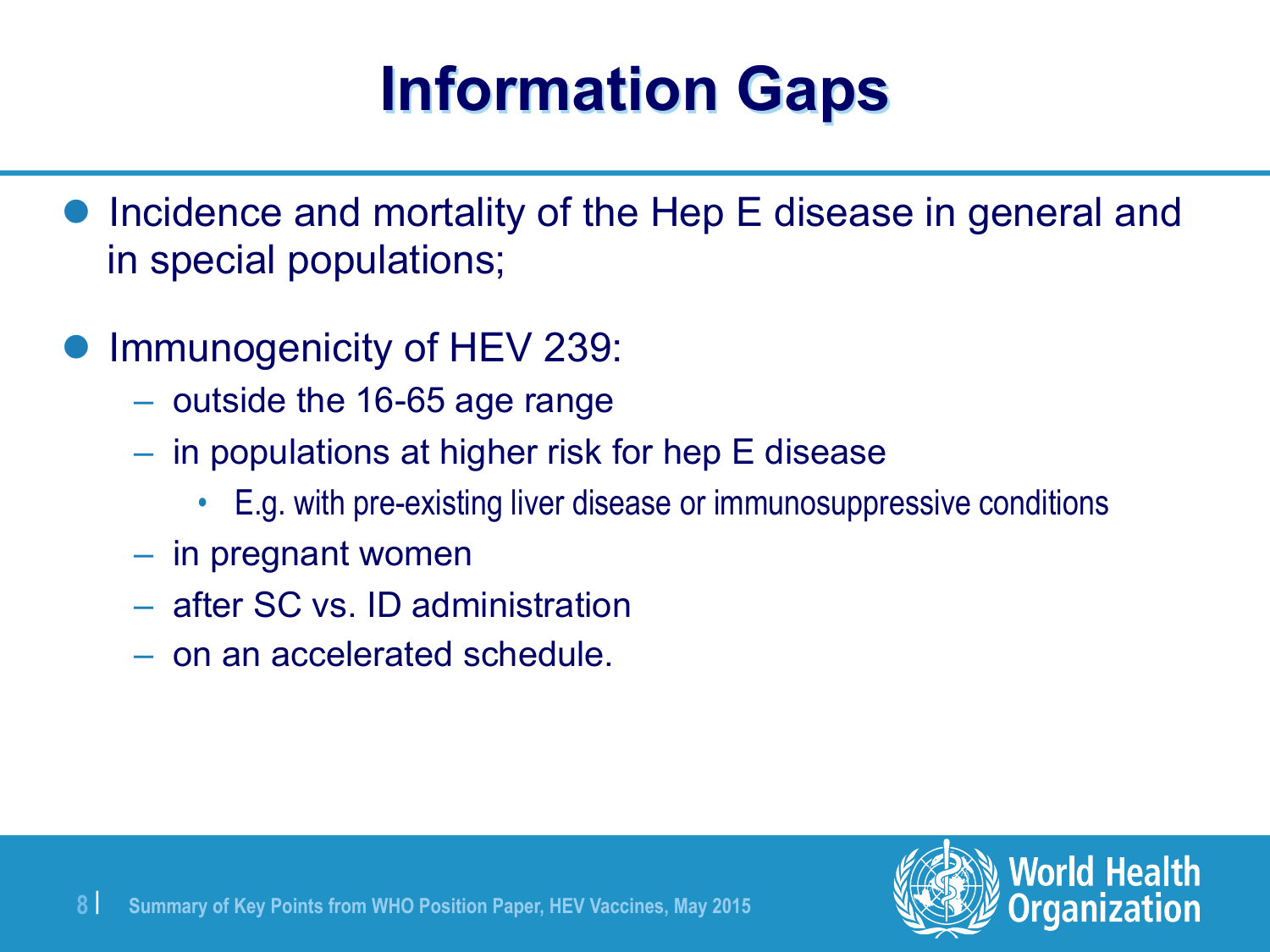# Information Gaps

- Incidence and mortality of the Hep E disease in general and in special populations;
- Immunogenicity of HEV 239:
  - outside the 16-65 age range
  - in populations at higher risk for hep E disease
    - E.g. with pre-existing liver disease or immunosuppressive conditions
  - in pregnant women
  - after SC vs. ID administration
  - on an accelerated schedule.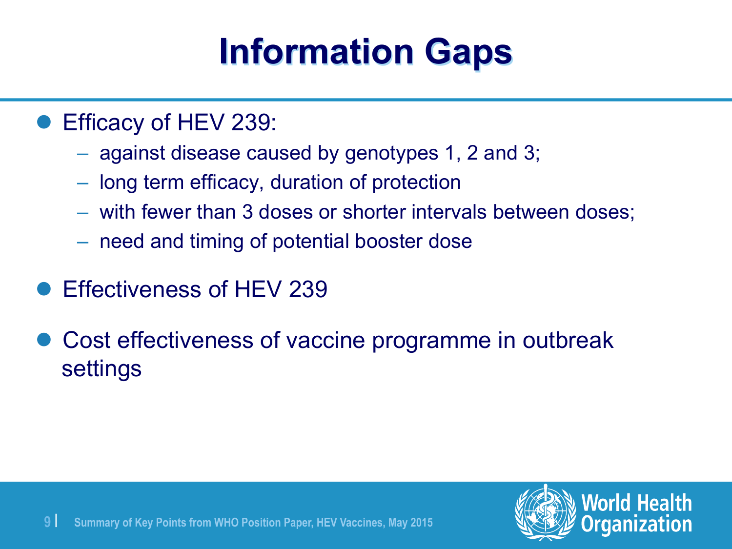# Information Gaps

- Efficacy of HEV 239:
  - against disease caused by genotypes 1, 2 and 3;
  - long term efficacy, duration of protection
  - with fewer than 3 doses or shorter intervals between doses;
  - need and timing of potential booster dose
- Effectiveness of HEV 239
- Cost effectiveness of vaccine programme in outbreak settings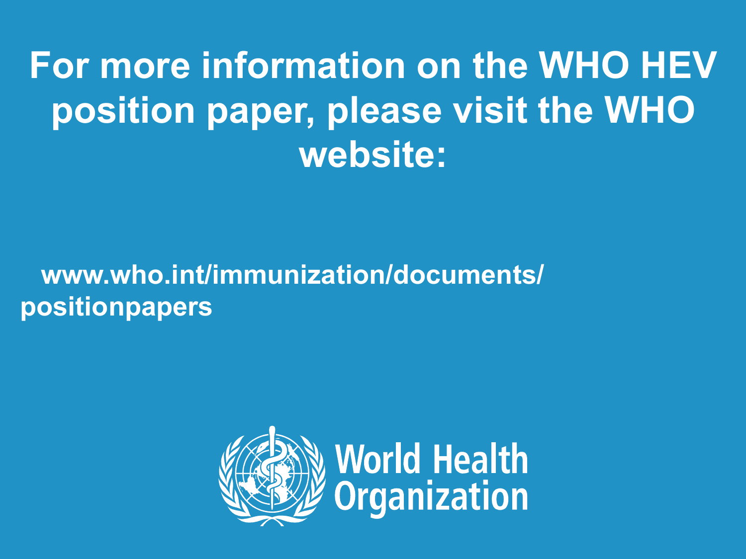# For more information on the WHO HEV position paper, please visit the WHO website:

**www.who.int/immunization/documents/positionpapers**

World Health Organization